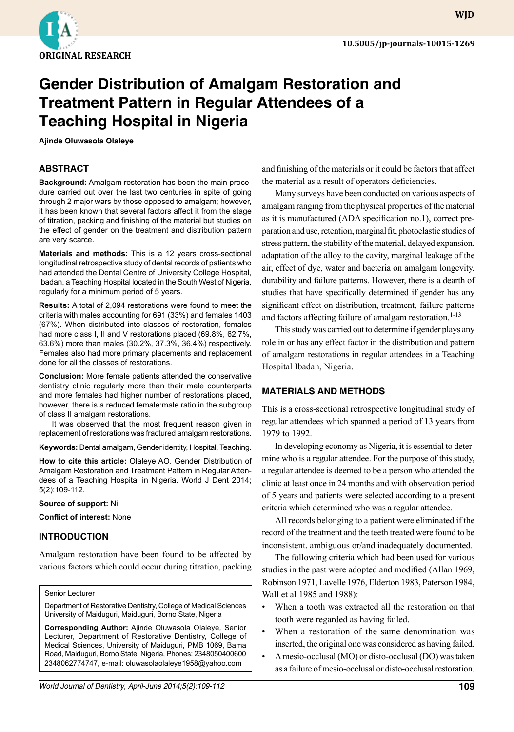ORIGINAL RESEARCH

10.5005/jp-journals-10015-1269

# Gender Distribution of Amalgam Restoration and Treatment Pattern in Regular Attendees of a Teaching Hospital in Nigeria

**Ajinde Oluwasola Olaleye**

## ABSTRACT

**Background:** Amalgam restoration has been the main procedure carried out over the last two centuries in spite of going through 2 major wars by those opposed to amalgam; however, it has been known that several factors affect it from the stage of titration, packing and finishing of the material but studies on the effect of gender on the treatment and distribution pattern are very scarce.

**Materials and methods:** This is a 12 years cross-sectional longitudinal retrospective study of dental records of patients who had attended the Dental Centre of University College Hospital, Ibadan, a Teaching Hospital located in the South West of Nigeria, regularly for a minimum period of 5 years.

**Results:** A total of 2,094 restorations were found to meet the criteria with males accounting for 691 (33%) and females 1403 (67%). When distributed into classes of restoration, females had more class I, II and V restorations placed (69.8%, 62.7%, 63.6%) more than males (30.2%, 37.3%, 36.4%) respectively. Females also had more primary placements and replacement done for all the classes of restorations.

**Conclusion:** More female patients attended the conservative dentistry clinic regularly more than their male counterparts and more females had higher number of restorations placed, however, there is a reduced female:male ratio in the subgroup of class II amalgam restorations.

It was observed that the most frequent reason given in replacement of restorations was fractured amalgam restorations.

**Keywords:** Dental amalgam, Gender identity, Hospital, Teaching.

**How to cite this article:** Olaleye AO. Gender Distribution of Amalgam Restoration and Treatment Pattern in Regular Attendees of a Teaching Hospital in Nigeria. World J Dent 2014; 5(2):109-112.

**Source of support:** Nil

**Conflict of interest:** None

## INTRODUCTION

Amalgam restoration have been found to be affected by various factors which could occur during titration, packing and finishing of the materials or it could be factors that affect the material as a result of operators deficiencies.

Many surveys have been conducted on various aspects of amalgam ranging from the physical properties of the material as it is manufactured (ADA specification no.1), correct preparation and use, retention, marginal fit, photoelastic studies of stress pattern, the stability of the material, delayed expansion, adaptation of the alloy to the cavity, marginal leakage of the air, effect of dye, water and bacteria on amalgam longevity, durability and failure patterns. However, there is a dearth of studies that have specifically determined if gender has any significant effect on distribution, treatment, failure patterns and factors affecting failure of amalgam restoration.[1-13]

This study was carried out to determine if gender plays any role in or has any effect factor in the distribution and pattern of amalgam restorations in regular attendees in a Teaching Hospital Ibadan, Nigeria.

## MATERIALS AND METHODS

This is a cross-sectional retrospective longitudinal study of regular attendees which spanned a period of 13 years from 1979 to 1992.

In developing economy as Nigeria, it is essential to determine who is a regular attendee. For the purpose of this study, a regular attendee is deemed to be a person who attended the clinic at least once in 24 months and with observation period of 5 years and patients were selected according to a present criteria which determined who was a regular attendee.

All records belonging to a patient were eliminated if the record of the treatment and the teeth treated were found to be inconsistent, ambiguous or/and inadequately documented.

The following criteria which had been used for various studies in the past were adopted and modified (Allan 1969, Robinson 1971, Lavelle 1976, Elderton 1983, Paterson 1984, Wall et al 1985 and 1988):

- When a tooth was extracted all the restoration on that tooth were regarded as having failed.
- When a restoration of the same denomination was inserted, the original one was considered as having failed.
- A mesio-occlusal (MO) or disto-occlusal (DO) was taken as a failure of mesio-occlusal or disto-occlusal restoration.

Senior Lecturer

Department of Restorative Dentistry, College of Medical Sciences University of Maiduguri, Maiduguri, Borno State, Nigeria

**Corresponding Author:** Ajinde Oluwasola Olaleye, Senior Lecturer, Department of Restorative Dentistry, College of Medical Sciences, University of Maiduguri, PMB 1069, Bama Road, Maiduguri, Borno State, Nigeria, Phones: 2348050400600 2348062774747, e-mail: oluwasolaolaleye1958@yahoo.com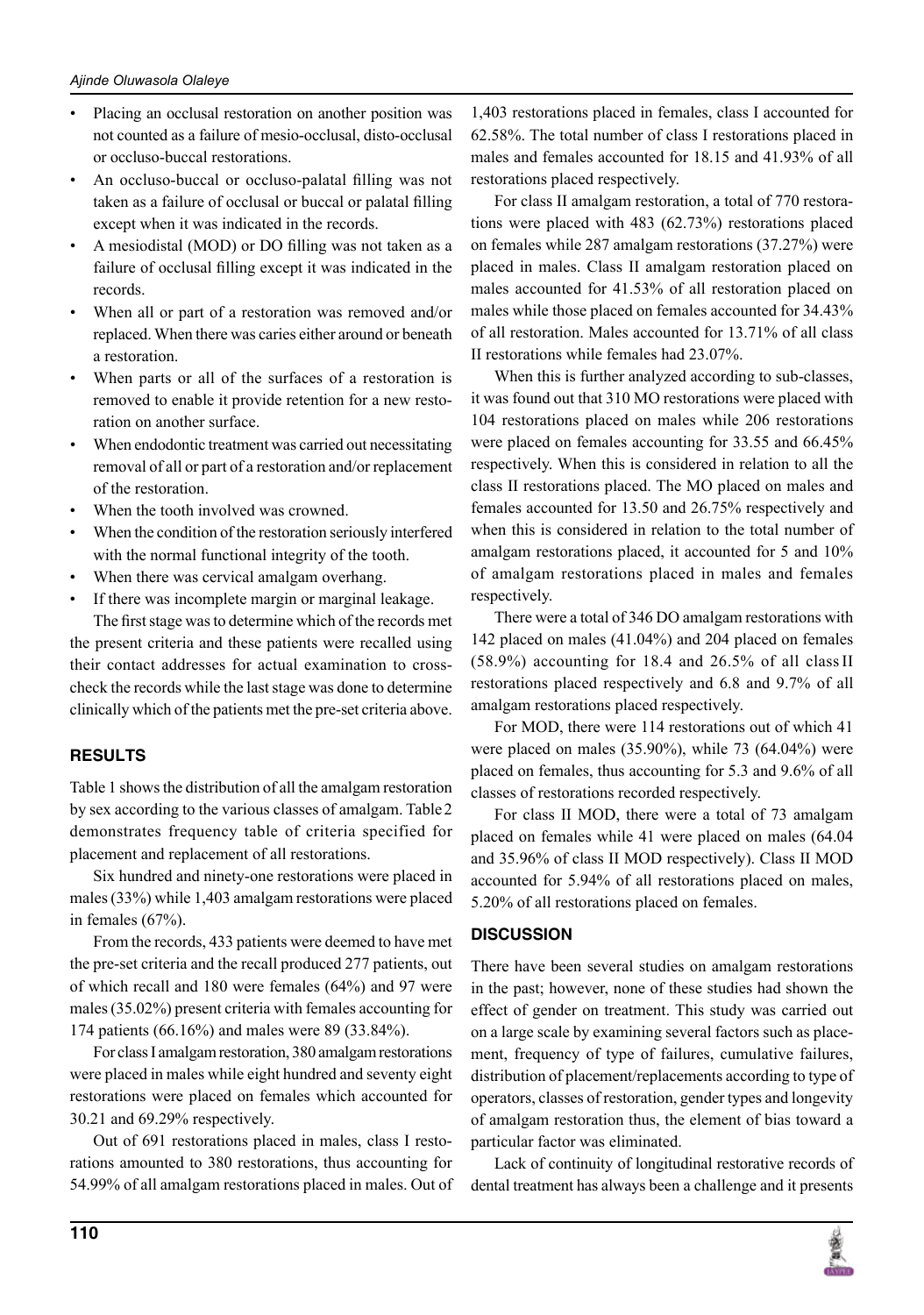- Placing an occlusal restoration on another position was not counted as a failure of mesio-occlusal, disto-occlusal or occluso-buccal restorations.
- An occluso-buccal or occluso-palatal filling was not taken as a failure of occlusal or buccal or palatal filling except when it was indicated in the records.
- A mesiodistal (MOD) or DO filling was not taken as a failure of occlusal filling except it was indicated in the records.
- When all or part of a restoration was removed and/or replaced. When there was caries either around or beneath a restoration.
- When parts or all of the surfaces of a restoration is removed to enable it provide retention for a new restoration on another surface.
- When endodontic treatment was carried out necessitating removal of all or part of a restoration and/or replacement of the restoration.
- When the tooth involved was crowned.
- When the condition of the restoration seriously interfered with the normal functional integrity of the tooth.
- When there was cervical amalgam overhang.
- If there was incomplete margin or marginal leakage.

The first stage was to determine which of the records met the present criteria and these patients were recalled using their contact addresses for actual examination to cross-check the records while the last stage was done to determine clinically which of the patients met the pre-set criteria above.

## RESULTS

Table 1 shows the distribution of all the amalgam restoration by sex according to the various classes of amalgam. Table 2 demonstrates frequency table of criteria specified for placement and replacement of all restorations.

Six hundred and ninety-one restorations were placed in males (33%) while 1,403 amalgam restorations were placed in females (67%).

From the records, 433 patients were deemed to have met the pre-set criteria and the recall produced 277 patients, out of which recall and 180 were females (64%) and 97 were males (35.02%) present criteria with females accounting for 174 patients (66.16%) and males were 89 (33.84%).

For class I amalgam restoration, 380 amalgam restorations were placed in males while eight hundred and seventy eight restorations were placed on females which accounted for 30.21 and 69.29% respectively.

Out of 691 restorations placed in males, class I restorations amounted to 380 restorations, thus accounting for 54.99% of all amalgam restorations placed in males. Out of 1,403 restorations placed in females, class I accounted for 62.58%. The total number of class I restorations placed in males and females accounted for 18.15 and 41.93% of all restorations placed respectively.

For class II amalgam restoration, a total of 770 restorations were placed with 483 (62.73%) restorations placed on females while 287 amalgam restorations (37.27%) were placed in males. Class II amalgam restoration placed on males accounted for 41.53% of all restoration placed on males while those placed on females accounted for 34.43% of all restoration. Males accounted for 13.71% of all class II restorations while females had 23.07%.

When this is further analyzed according to sub-classes, it was found out that 310 MO restorations were placed with 104 restorations placed on males while 206 restorations were placed on females accounting for 33.55 and 66.45% respectively. When this is considered in relation to all the class II restorations placed. The MO placed on males and females accounted for 13.50 and 26.75% respectively and when this is considered in relation to the total number of amalgam restorations placed, it accounted for 5 and 10% of amalgam restorations placed in males and females respectively.

There were a total of 346 DO amalgam restorations with 142 placed on males (41.04%) and 204 placed on females (58.9%) accounting for 18.4 and 26.5% of all class II restorations placed respectively and 6.8 and 9.7% of all amalgam restorations placed respectively.

For MOD, there were 114 restorations out of which 41 were placed on males (35.90%), while 73 (64.04%) were placed on females, thus accounting for 5.3 and 9.6% of all classes of restorations recorded respectively.

For class II MOD, there were a total of 73 amalgam placed on females while 41 were placed on males (64.04 and 35.96% of class II MOD respectively). Class II MOD accounted for 5.94% of all restorations placed on males, 5.20% of all restorations placed on females.

## DISCUSSION

There have been several studies on amalgam restorations in the past; however, none of these studies had shown the effect of gender on treatment. This study was carried out on a large scale by examining several factors such as placement, frequency of type of failures, cumulative failures, distribution of placement/replacements according to type of operators, classes of restoration, gender types and longevity of amalgam restoration thus, the element of bias toward a particular factor was eliminated.

Lack of continuity of longitudinal restorative records of dental treatment has always been a challenge and it presents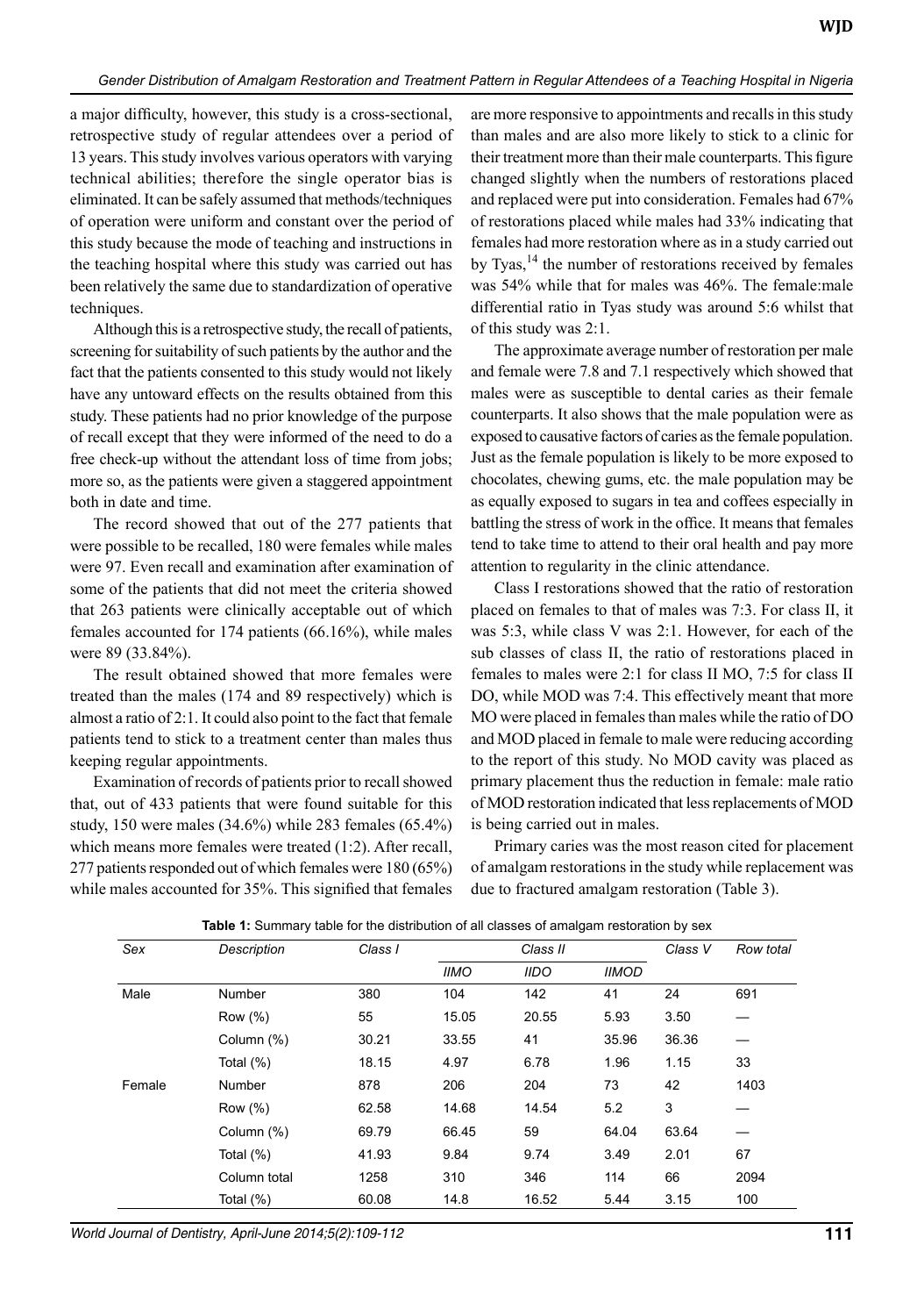a major difficulty, however, this study is a cross-sectional, retrospective study of regular attendees over a period of 13 years. This study involves various operators with varying technical abilities; therefore the single operator bias is eliminated. It can be safely assumed that methods/techniques of operation were uniform and constant over the period of this study because the mode of teaching and instructions in the teaching hospital where this study was carried out has been relatively the same due to standardization of operative techniques.

Although this is a retrospective study, the recall of patients, screening for suitability of such patients by the author and the fact that the patients consented to this study would not likely have any untoward effects on the results obtained from this study. These patients had no prior knowledge of the purpose of recall except that they were informed of the need to do a free check-up without the attendant loss of time from jobs; more so, as the patients were given a staggered appointment both in date and time.

The record showed that out of the 277 patients that were possible to be recalled, 180 were females while males were 97. Even recall and examination after examination of some of the patients that did not meet the criteria showed that 263 patients were clinically acceptable out of which females accounted for 174 patients (66.16%), while males were 89 (33.84%).

The result obtained showed that more females were treated than the males (174 and 89 respectively) which is almost a ratio of 2:1. It could also point to the fact that female patients tend to stick to a treatment center than males thus keeping regular appointments.

Examination of records of patients prior to recall showed that, out of 433 patients that were found suitable for this study, 150 were males (34.6%) while 283 females (65.4%) which means more females were treated (1:2). After recall, 277 patients responded out of which females were 180 (65%) while males accounted for 35%. This signified that females are more responsive to appointments and recalls in this study than males and are also more likely to stick to a clinic for their treatment more than their male counterparts. This figure changed slightly when the numbers of restorations placed and replaced were put into consideration. Females had 67% of restorations placed while males had 33% indicating that females had more restoration where as in a study carried out by Tyas,[14] the number of restorations received by females was 54% while that for males was 46%. The female:male differential ratio in Tyas study was around 5:6 whilst that of this study was 2:1.

The approximate average number of restoration per male and female were 7.8 and 7.1 respectively which showed that males were as susceptible to dental caries as their female counterparts. It also shows that the male population were as exposed to causative factors of caries as the female population. Just as the female population is likely to be more exposed to chocolates, chewing gums, etc. the male population may be as equally exposed to sugars in tea and coffees especially in battling the stress of work in the office. It means that females tend to take time to attend to their oral health and pay more attention to regularity in the clinic attendance.

Class I restorations showed that the ratio of restoration placed on females to that of males was 7:3. For class II, it was 5:3, while class V was 2:1. However, for each of the sub classes of class II, the ratio of restorations placed in females to males were 2:1 for class II MO, 7:5 for class II DO, while MOD was 7:4. This effectively meant that more MO were placed in females than males while the ratio of DO and MOD placed in female to male were reducing according to the report of this study. No MOD cavity was placed as primary placement thus the reduction in female: male ratio of MOD restoration indicated that less replacements of MOD is being carried out in males.

Primary caries was the most reason cited for placement of amalgam restorations in the study while replacement was due to fractured amalgam restoration (Table 3).

**Table 1:** Summary table for the distribution of all classes of amalgam restoration by sex

| *Sex* | *Description* | *Class I* | *Class II* | | | *Class V* | *Row total* |
|---|---|---|---|---|---|---|---|
| | | | *IIMO* | *IIDO* | *IIMOD* | | |
| Male | Number | 380 | 104 | 142 | 41 | 24 | 691 |
| | Row (%) | 55 | 15.05 | 20.55 | 5.93 | 3.50 | — |
| | Column (%) | 30.21 | 33.55 | 41 | 35.96 | 36.36 | — |
| | Total (%) | 18.15 | 4.97 | 6.78 | 1.96 | 1.15 | 33 |
| Female | Number | 878 | 206 | 204 | 73 | 42 | 1403 |
| | Row (%) | 62.58 | 14.68 | 14.54 | 5.2 | 3 | — |
| | Column (%) | 69.79 | 66.45 | 59 | 64.04 | 63.64 | — |
| | Total (%) | 41.93 | 9.84 | 9.74 | 3.49 | 2.01 | 67 |
| | Column total | 1258 | 310 | 346 | 114 | 66 | 2094 |
| | Total (%) | 60.08 | 14.8 | 16.52 | 5.44 | 3.15 | 100 |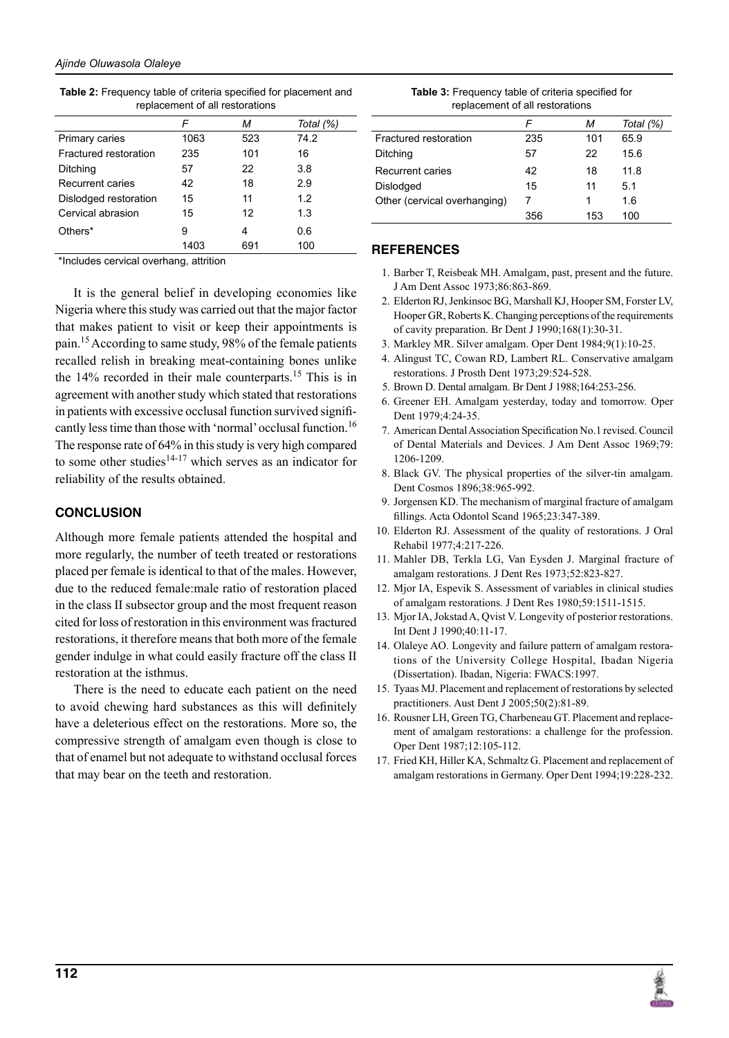**Table 2:** Frequency table of criteria specified for placement and replacement of all restorations

| | F | M | Total (%) |
|---|---|---|---|
| Primary caries | 1063 | 523 | 74.2 |
| Fractured restoration | 235 | 101 | 16 |
| Ditching | 57 | 22 | 3.8 |
| Recurrent caries | 42 | 18 | 2.9 |
| Dislodged restoration | 15 | 11 | 1.2 |
| Cervical abrasion | 15 | 12 | 1.3 |
| Others* | 9 | 4 | 0.6 |
| | 1403 | 691 | 100 |

*Includes cervical overhang, attrition

It is the general belief in developing economies like Nigeria where this study was carried out that the major factor that makes patient to visit or keep their appointments is pain.[15] According to same study, 98% of the female patients recalled relish in breaking meat-containing bones unlike the 14% recorded in their male counterparts.[15] This is in agreement with another study which stated that restorations in patients with excessive occlusal function survived significantly less time than those with 'normal' occlusal function.[16] The response rate of 64% in this study is very high compared to some other studies[14-17] which serves as an indicator for reliability of the results obtained.

## CONCLUSION

Although more female patients attended the hospital and more regularly, the number of teeth treated or restorations placed per female is identical to that of the males. However, due to the reduced female:male ratio of restoration placed in the class II subsector group and the most frequent reason cited for loss of restoration in this environment was fractured restorations, it therefore means that both more of the female gender indulge in what could easily fracture off the class II restoration at the isthmus.

There is the need to educate each patient on the need to avoid chewing hard substances as this will definitely have a deleterious effect on the restorations. More so, the compressive strength of amalgam even though is close to that of enamel but not adequate to withstand occlusal forces that may bear on the teeth and restoration.

**Table 3:** Frequency table of criteria specified for replacement of all restorations

| | F | M | Total (%) |
|---|---|---|---|
| Fractured restoration | 235 | 101 | 65.9 |
| Ditching | 57 | 22 | 15.6 |
| Recurrent caries | 42 | 18 | 11.8 |
| Dislodged | 15 | 11 | 5.1 |
| Other (cervical overhanging) | 7 | 1 | 1.6 |
| | 356 | 153 | 100 |

## REFERENCES

1. Barber T, Reisbeak MH. Amalgam, past, present and the future. J Am Dent Assoc 1973;86:863-869.
2. Elderton RJ, Jenkinsoc BG, Marshall KJ, Hooper SM, Forster LV, Hooper GR, Roberts K. Changing perceptions of the requirements of cavity preparation. Br Dent J 1990;168(1):30-31.
3. Markley MR. Silver amalgam. Oper Dent 1984;9(1):10-25.
4. Alingust TC, Cowan RD, Lambert RL. Conservative amalgam restorations. J Prosth Dent 1973;29:524-528.
5. Brown D. Dental amalgam. Br Dent J 1988;164:253-256.
6. Greener EH. Amalgam yesterday, today and tomorrow. Oper Dent 1979;4:24-35.
7. American Dental Association Specification No.1 revised. Council of Dental Materials and Devices. J Am Dent Assoc 1969;79: 1206-1209.
8. Black GV. The physical properties of the silver-tin amalgam. Dent Cosmos 1896;38:965-992.
9. Jorgensen KD. The mechanism of marginal fracture of amalgam fillings. Acta Odontol Scand 1965;23:347-389.
10. Elderton RJ. Assessment of the quality of restorations. J Oral Rehabil 1977;4:217-226.
11. Mahler DB, Terkla LG, Van Eysden J. Marginal fracture of amalgam restorations. J Dent Res 1973;52:823-827.
12. Mjor IA, Espevik S. Assessment of variables in clinical studies of amalgam restorations. J Dent Res 1980;59:1511-1515.
13. Mjor IA, Jokstad A, Qvist V. Longevity of posterior restorations. Int Dent J 1990;40:11-17.
14. Olaleye AO. Longevity and failure pattern of amalgam restorations of the University College Hospital, Ibadan Nigeria (Dissertation). Ibadan, Nigeria: FWACS:1997.
15. Tyaas MJ. Placement and replacement of restorations by selected practitioners. Aust Dent J 2005;50(2):81-89.
16. Rousner LH, Green TG, Charbeneau GT. Placement and replacement of amalgam restorations: a challenge for the profession. Oper Dent 1987;12:105-112.
17. Fried KH, Hiller KA, Schmaltz G. Placement and replacement of amalgam restorations in Germany. Oper Dent 1994;19:228-232.